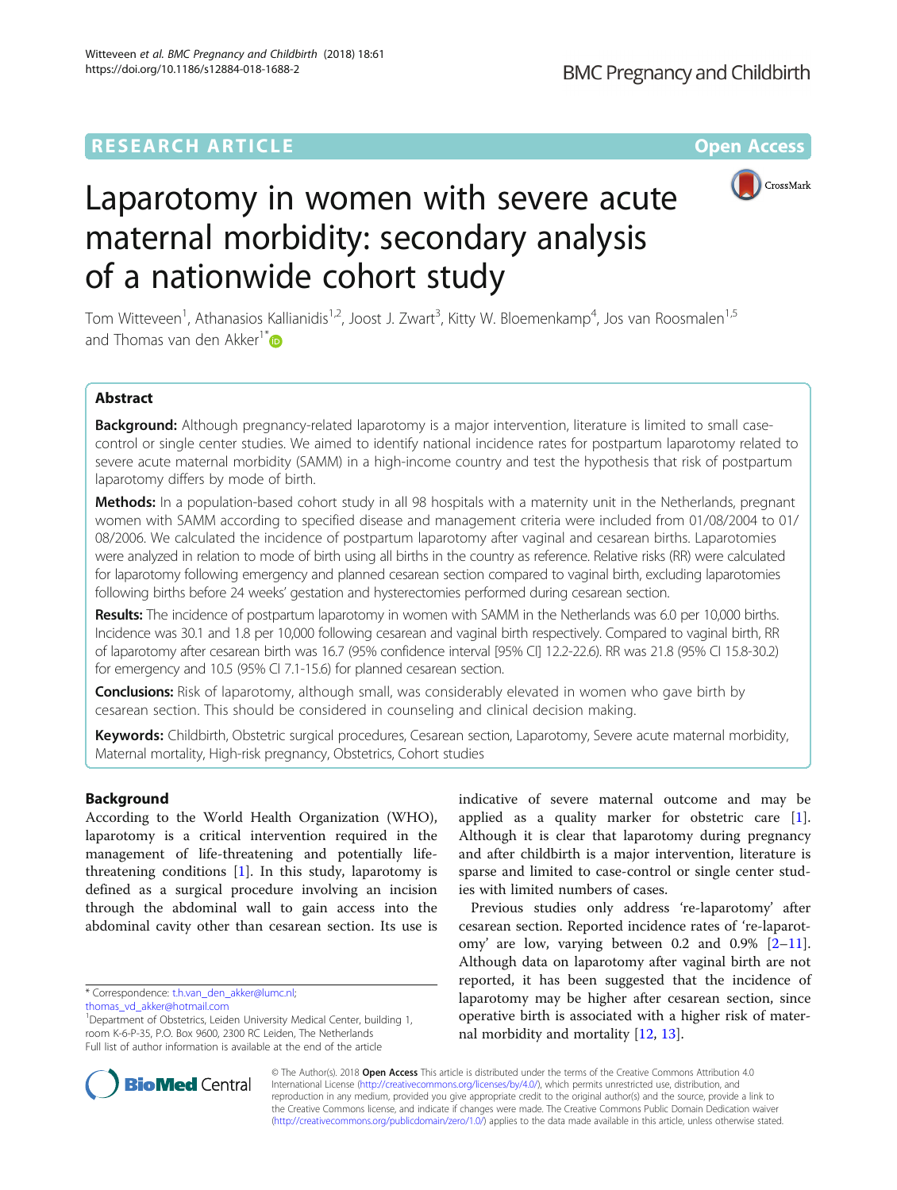RESEARCH ARTICLE

Open Access

# Laparotomy in women with severe acute maternal morbidity: secondary analysis of a nationwide cohort study

Tom Witteveen[1], Athanasios Kallianidis[1,2], Joost J. Zwart[3], Kitty W. Bloemenkamp[4], Jos van Roosmalen[1,5] and Thomas van den Akker[1*]

## Abstract

**Background:** Although pregnancy-related laparotomy is a major intervention, literature is limited to small case-control or single center studies. We aimed to identify national incidence rates for postpartum laparotomy related to severe acute maternal morbidity (SAMM) in a high-income country and test the hypothesis that risk of postpartum laparotomy differs by mode of birth.

**Methods:** In a population-based cohort study in all 98 hospitals with a maternity unit in the Netherlands, pregnant women with SAMM according to specified disease and management criteria were included from 01/08/2004 to 01/08/2006. We calculated the incidence of postpartum laparotomy after vaginal and cesarean births. Laparotomies were analyzed in relation to mode of birth using all births in the country as reference. Relative risks (RR) were calculated for laparotomy following emergency and planned cesarean section compared to vaginal birth, excluding laparotomies following births before 24 weeks' gestation and hysterectomies performed during cesarean section.

**Results:** The incidence of postpartum laparotomy in women with SAMM in the Netherlands was 6.0 per 10,000 births. Incidence was 30.1 and 1.8 per 10,000 following cesarean and vaginal birth respectively. Compared to vaginal birth, RR of laparotomy after cesarean birth was 16.7 (95% confidence interval [95% CI] 12.2-22.6). RR was 21.8 (95% CI 15.8-30.2) for emergency and 10.5 (95% CI 7.1-15.6) for planned cesarean section.

**Conclusions:** Risk of laparotomy, although small, was considerably elevated in women who gave birth by cesarean section. This should be considered in counseling and clinical decision making.

**Keywords:** Childbirth, Obstetric surgical procedures, Cesarean section, Laparotomy, Severe acute maternal morbidity, Maternal mortality, High-risk pregnancy, Obstetrics, Cohort studies

## Background

According to the World Health Organization (WHO), laparotomy is a critical intervention required in the management of life-threatening and potentially life-threatening conditions [1]. In this study, laparotomy is defined as a surgical procedure involving an incision through the abdominal wall to gain access into the abdominal cavity other than cesarean section. Its use is indicative of severe maternal outcome and may be applied as a quality marker for obstetric care [1]. Although it is clear that laparotomy during pregnancy and after childbirth is a major intervention, literature is sparse and limited to case-control or single center studies with limited numbers of cases.

Previous studies only address 're-laparotomy' after cesarean section. Reported incidence rates of 're-laparotomy' are low, varying between 0.2 and 0.9% [2–11]. Although data on laparotomy after vaginal birth are not reported, it has been suggested that the incidence of laparotomy may be higher after cesarean section, since operative birth is associated with a higher risk of maternal morbidity and mortality [12, 13].

* Correspondence: t.h.van_den_akker@lumc.nl; thomas_vd_akker@hotmail.com
[1]Department of Obstetrics, Leiden University Medical Center, building 1, room K-6-P-35, P.O. Box 9600, 2300 RC Leiden, The Netherlands
Full list of author information is available at the end of the article

© The Author(s). 2018 **Open Access** This article is distributed under the terms of the Creative Commons Attribution 4.0 International License (http://creativecommons.org/licenses/by/4.0/), which permits unrestricted use, distribution, and reproduction in any medium, provided you give appropriate credit to the original author(s) and the source, provide a link to the Creative Commons license, and indicate if changes were made. The Creative Commons Public Domain Dedication waiver (http://creativecommons.org/publicdomain/zero/1.0/) applies to the data made available in this article, unless otherwise stated.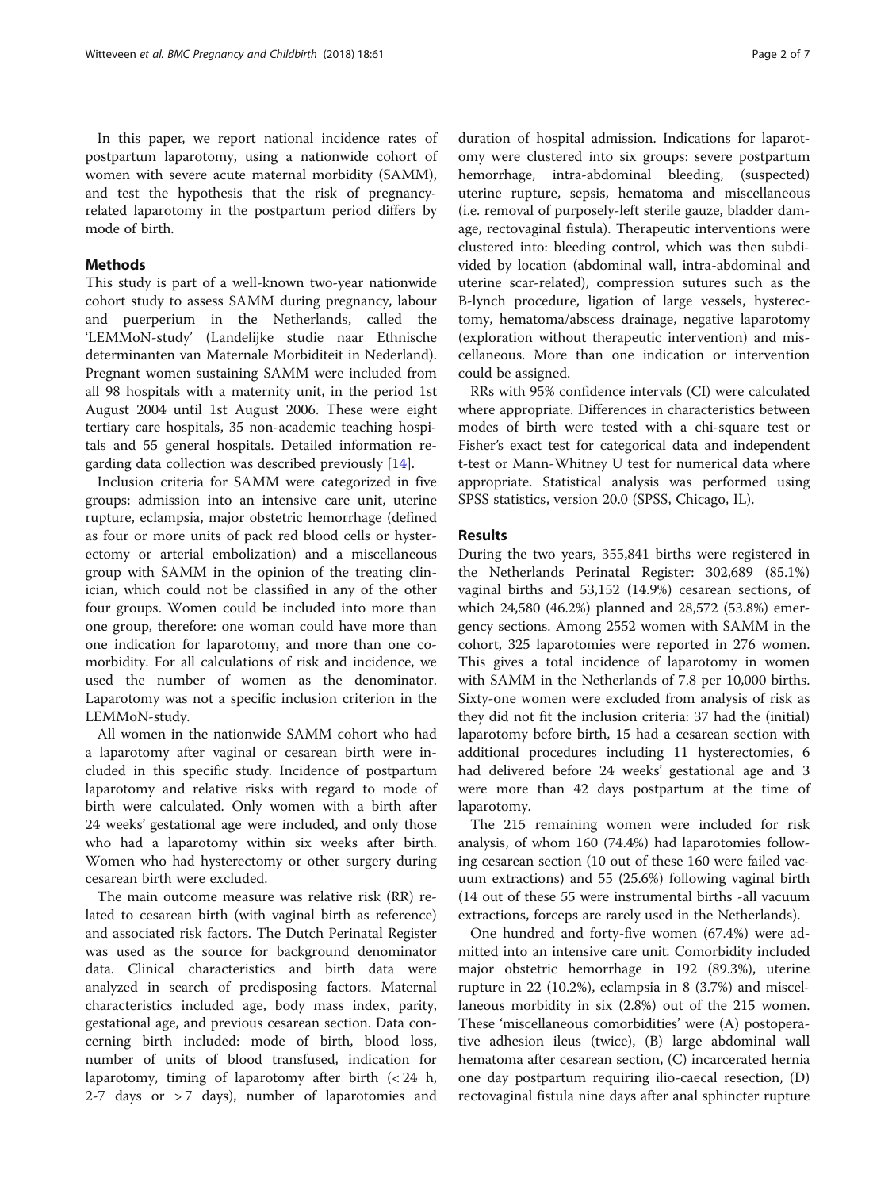In this paper, we report national incidence rates of postpartum laparotomy, using a nationwide cohort of women with severe acute maternal morbidity (SAMM), and test the hypothesis that the risk of pregnancy-related laparotomy in the postpartum period differs by mode of birth.

## Methods

This study is part of a well-known two-year nationwide cohort study to assess SAMM during pregnancy, labour and puerperium in the Netherlands, called the 'LEMMoN-study' (Landelijke studie naar Ethnische determinanten van Maternale Morbiditeit in Nederland). Pregnant women sustaining SAMM were included from all 98 hospitals with a maternity unit, in the period 1st August 2004 until 1st August 2006. These were eight tertiary care hospitals, 35 non-academic teaching hospitals and 55 general hospitals. Detailed information regarding data collection was described previously [14].

Inclusion criteria for SAMM were categorized in five groups: admission into an intensive care unit, uterine rupture, eclampsia, major obstetric hemorrhage (defined as four or more units of pack red blood cells or hysterectomy or arterial embolization) and a miscellaneous group with SAMM in the opinion of the treating clinician, which could not be classified in any of the other four groups. Women could be included into more than one group, therefore: one woman could have more than one indication for laparotomy, and more than one comorbidity. For all calculations of risk and incidence, we used the number of women as the denominator. Laparotomy was not a specific inclusion criterion in the LEMMoN-study.

All women in the nationwide SAMM cohort who had a laparotomy after vaginal or cesarean birth were included in this specific study. Incidence of postpartum laparotomy and relative risks with regard to mode of birth were calculated. Only women with a birth after 24 weeks' gestational age were included, and only those who had a laparotomy within six weeks after birth. Women who had hysterectomy or other surgery during cesarean birth were excluded.

The main outcome measure was relative risk (RR) related to cesarean birth (with vaginal birth as reference) and associated risk factors. The Dutch Perinatal Register was used as the source for background denominator data. Clinical characteristics and birth data were analyzed in search of predisposing factors. Maternal characteristics included age, body mass index, parity, gestational age, and previous cesarean section. Data concerning birth included: mode of birth, blood loss, number of units of blood transfused, indication for laparotomy, timing of laparotomy after birth (< 24 h, 2-7 days or > 7 days), number of laparotomies and duration of hospital admission. Indications for laparotomy were clustered into six groups: severe postpartum hemorrhage, intra-abdominal bleeding, (suspected) uterine rupture, sepsis, hematoma and miscellaneous (i.e. removal of purposely-left sterile gauze, bladder damage, rectovaginal fistula). Therapeutic interventions were clustered into: bleeding control, which was then subdivided by location (abdominal wall, intra-abdominal and uterine scar-related), compression sutures such as the B-lynch procedure, ligation of large vessels, hysterectomy, hematoma/abscess drainage, negative laparotomy (exploration without therapeutic intervention) and miscellaneous. More than one indication or intervention could be assigned.

RRs with 95% confidence intervals (CI) were calculated where appropriate. Differences in characteristics between modes of birth were tested with a chi-square test or Fisher's exact test for categorical data and independent t-test or Mann-Whitney U test for numerical data where appropriate. Statistical analysis was performed using SPSS statistics, version 20.0 (SPSS, Chicago, IL).

## Results

During the two years, 355,841 births were registered in the Netherlands Perinatal Register: 302,689 (85.1%) vaginal births and 53,152 (14.9%) cesarean sections, of which 24,580 (46.2%) planned and 28,572 (53.8%) emergency sections. Among 2552 women with SAMM in the cohort, 325 laparotomies were reported in 276 women. This gives a total incidence of laparotomy in women with SAMM in the Netherlands of 7.8 per 10,000 births. Sixty-one women were excluded from analysis of risk as they did not fit the inclusion criteria: 37 had the (initial) laparotomy before birth, 15 had a cesarean section with additional procedures including 11 hysterectomies, 6 had delivered before 24 weeks' gestational age and 3 were more than 42 days postpartum at the time of laparotomy.

The 215 remaining women were included for risk analysis, of whom 160 (74.4%) had laparotomies following cesarean section (10 out of these 160 were failed vacuum extractions) and 55 (25.6%) following vaginal birth (14 out of these 55 were instrumental births -all vacuum extractions, forceps are rarely used in the Netherlands).

One hundred and forty-five women (67.4%) were admitted into an intensive care unit. Comorbidity included major obstetric hemorrhage in 192 (89.3%), uterine rupture in 22 (10.2%), eclampsia in 8 (3.7%) and miscellaneous morbidity in six (2.8%) out of the 215 women. These 'miscellaneous comorbidities' were (A) postoperative adhesion ileus (twice), (B) large abdominal wall hematoma after cesarean section, (C) incarcerated hernia one day postpartum requiring ilio-caecal resection, (D) rectovaginal fistula nine days after anal sphincter rupture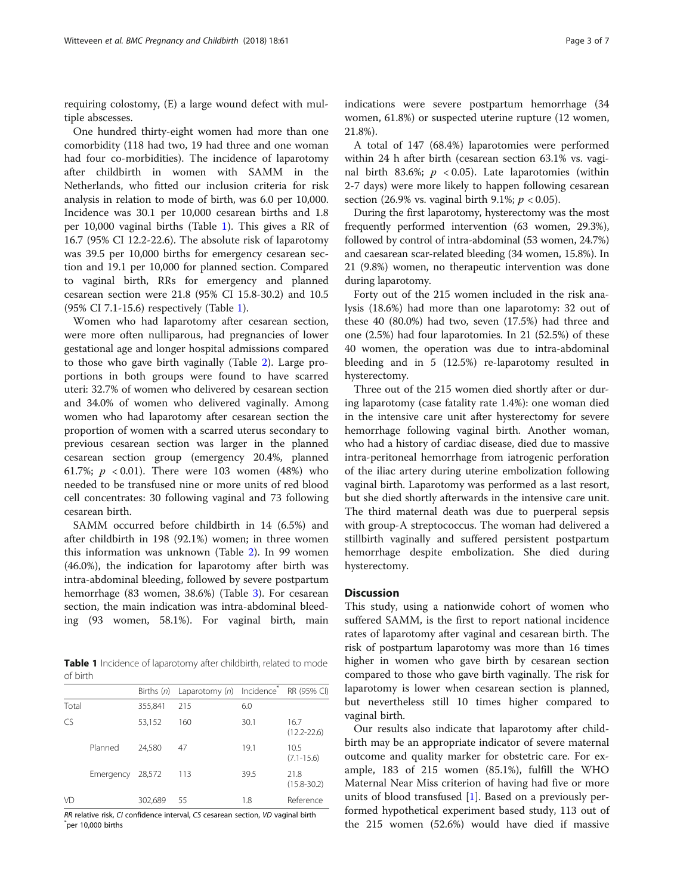requiring colostomy, (E) a large wound defect with multiple abscesses.

One hundred thirty-eight women had more than one comorbidity (118 had two, 19 had three and one woman had four co-morbidities). The incidence of laparotomy after childbirth in women with SAMM in the Netherlands, who fitted our inclusion criteria for risk analysis in relation to mode of birth, was 6.0 per 10,000. Incidence was 30.1 per 10,000 cesarean births and 1.8 per 10,000 vaginal births (Table 1). This gives a RR of 16.7 (95% CI 12.2-22.6). The absolute risk of laparotomy was 39.5 per 10,000 births for emergency cesarean section and 19.1 per 10,000 for planned section. Compared to vaginal birth, RRs for emergency and planned cesarean section were 21.8 (95% CI 15.8-30.2) and 10.5 (95% CI 7.1-15.6) respectively (Table 1).

Women who had laparotomy after cesarean section, were more often nulliparous, had pregnancies of lower gestational age and longer hospital admissions compared to those who gave birth vaginally (Table 2). Large proportions in both groups were found to have scarred uteri: 32.7% of women who delivered by cesarean section and 34.0% of women who delivered vaginally. Among women who had laparotomy after cesarean section the proportion of women with a scarred uterus secondary to previous cesarean section was larger in the planned cesarean section group (emergency 20.4%, planned 61.7%; $p < 0.01$). There were 103 women (48%) who needed to be transfused nine or more units of red blood cell concentrates: 30 following vaginal and 73 following cesarean birth.

SAMM occurred before childbirth in 14 (6.5%) and after childbirth in 198 (92.1%) women; in three women this information was unknown (Table 2). In 99 women (46.0%), the indication for laparotomy after birth was intra-abdominal bleeding, followed by severe postpartum hemorrhage (83 women, 38.6%) (Table 3). For cesarean section, the main indication was intra-abdominal bleeding (93 women, 58.1%). For vaginal birth, main indications were severe postpartum hemorrhage (34 women, 61.8%) or suspected uterine rupture (12 women, 21.8%).

**Table 1** Incidence of laparotomy after childbirth, related to mode of birth

| | | Births (n) | Laparotomy (n) | Incidence* | RR (95% CI) |
|---|---|---|---|---|---|
| Total | | 355,841 | 215 | 6.0 | |
| CS | | 53,152 | 160 | 30.1 | 16.7 (12.2-22.6) |
| | Planned | 24,580 | 47 | 19.1 | 10.5 (7.1-15.6) |
| | Emergency | 28,572 | 113 | 39.5 | 21.8 (15.8-30.2) |
| VD | | 302,689 | 55 | 1.8 | Reference |

*RR* relative risk, *CI* confidence interval, *CS* cesarean section, *VD* vaginal birth
*per 10,000 births

A total of 147 (68.4%) laparotomies were performed within 24 h after birth (cesarean section 63.1% vs. vaginal birth 83.6%; $p < 0.05$). Late laparotomies (within 2-7 days) were more likely to happen following cesarean section (26.9% vs. vaginal birth 9.1%; $p < 0.05$).

During the first laparotomy, hysterectomy was the most frequently performed intervention (63 women, 29.3%), followed by control of intra-abdominal (53 women, 24.7%) and caesarean scar-related bleeding (34 women, 15.8%). In 21 (9.8%) women, no therapeutic intervention was done during laparotomy.

Forty out of the 215 women included in the risk analysis (18.6%) had more than one laparotomy: 32 out of these 40 (80.0%) had two, seven (17.5%) had three and one (2.5%) had four laparotomies. In 21 (52.5%) of these 40 women, the operation was due to intra-abdominal bleeding and in 5 (12.5%) re-laparotomy resulted in hysterectomy.

Three out of the 215 women died shortly after or during laparotomy (case fatality rate 1.4%): one woman died in the intensive care unit after hysterectomy for severe hemorrhage following vaginal birth. Another woman, who had a history of cardiac disease, died due to massive intra-peritoneal hemorrhage from iatrogenic perforation of the iliac artery during uterine embolization following vaginal birth. Laparotomy was performed as a last resort, but she died shortly afterwards in the intensive care unit. The third maternal death was due to puerperal sepsis with group-A streptococcus. The woman had delivered a stillbirth vaginally and suffered persistent postpartum hemorrhage despite embolization. She died during hysterectomy.

## Discussion

This study, using a nationwide cohort of women who suffered SAMM, is the first to report national incidence rates of laparotomy after vaginal and cesarean birth. The risk of postpartum laparotomy was more than 16 times higher in women who gave birth by cesarean section compared to those who gave birth vaginally. The risk for laparotomy is lower when cesarean section is planned, but nevertheless still 10 times higher compared to vaginal birth.

Our results also indicate that laparotomy after childbirth may be an appropriate indicator of severe maternal outcome and quality marker for obstetric care. For example, 183 of 215 women (85.1%), fulfill the WHO Maternal Near Miss criterion of having had five or more units of blood transfused [1]. Based on a previously performed hypothetical experiment based study, 113 out of the 215 women (52.6%) would have died if massive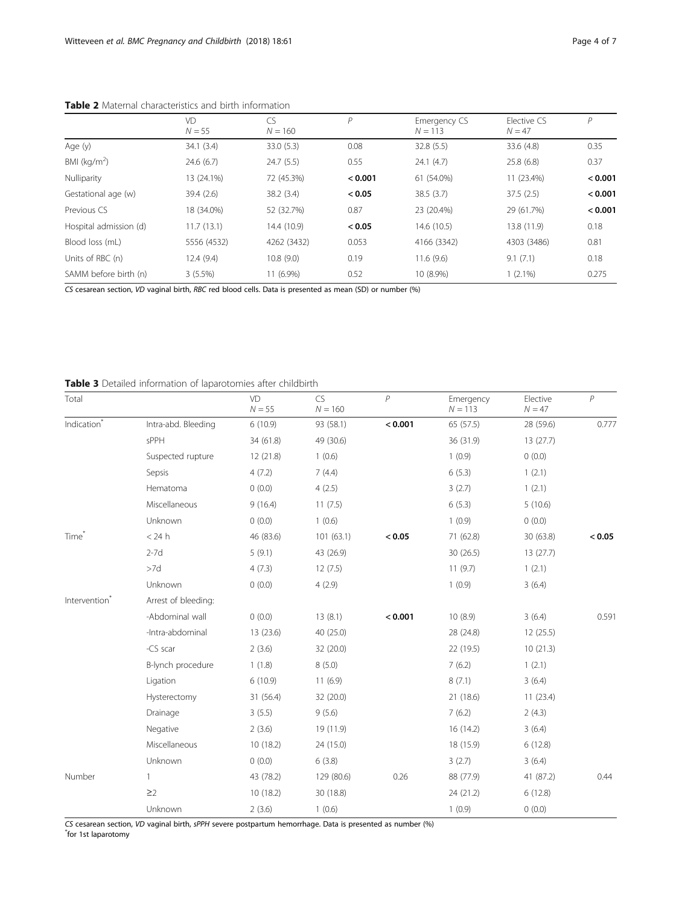**Table 2** Maternal characteristics and birth information

| | VD $N = 55$ | CS $N = 160$ | $P$ | Emergency CS $N = 113$ | Elective CS $N = 47$ | $P$ |
|---|---|---|---|---|---|---|
| Age (y) | 34.1 (3.4) | 33.0 (5.3) | 0.08 | 32.8 (5.5) | 33.6 (4.8) | 0.35 |
| BMI (kg/m$^2$) | 24.6 (6.7) | 24.7 (5.5) | 0.55 | 24.1 (4.7) | 25.8 (6.8) | 0.37 |
| Nulliparity | 13 (24.1%) | 72 (45.3%) | **< 0.001** | 61 (54.0%) | 11 (23.4%) | **< 0.001** |
| Gestational age (w) | 39.4 (2.6) | 38.2 (3.4) | **< 0.05** | 38.5 (3.7) | 37.5 (2.5) | **< 0.001** |
| Previous CS | 18 (34.0%) | 52 (32.7%) | 0.87 | 23 (20.4%) | 29 (61.7%) | **< 0.001** |
| Hospital admission (d) | 11.7 (13.1) | 14.4 (10.9) | **< 0.05** | 14.6 (10.5) | 13.8 (11.9) | 0.18 |
| Blood loss (mL) | 5556 (4532) | 4262 (3432) | 0.053 | 4166 (3342) | 4303 (3486) | 0.81 |
| Units of RBC (n) | 12.4 (9.4) | 10.8 (9.0) | 0.19 | 11.6 (9.6) | 9.1 (7.1) | 0.18 |
| SAMM before birth (n) | 3 (5.5%) | 11 (6.9%) | 0.52 | 10 (8.9%) | 1 (2.1%) | 0.275 |

*CS* cesarean section, *VD* vaginal birth, *RBC* red blood cells. Data is presented as mean (SD) or number (%)

**Table 3** Detailed information of laparotomies after childbirth

| Total | | VD $N = 55$ | CS $N = 160$ | $P$ | Emergency $N = 113$ | Elective $N = 47$ | $P$ |
|---|---|---|---|---|---|---|---|
| Indication* | Intra-abd. Bleeding | 6 (10.9) | 93 (58.1) | **< 0.001** | 65 (57.5) | 28 (59.6) | 0.777 |
| | sPPH | 34 (61.8) | 49 (30.6) | | 36 (31.9) | 13 (27.7) | |
| | Suspected rupture | 12 (21.8) | 1 (0.6) | | 1 (0.9) | 0 (0.0) | |
| | Sepsis | 4 (7.2) | 7 (4.4) | | 6 (5.3) | 1 (2.1) | |
| | Hematoma | 0 (0.0) | 4 (2.5) | | 3 (2.7) | 1 (2.1) | |
| | Miscellaneous | 9 (16.4) | 11 (7.5) | | 6 (5.3) | 5 (10.6) | |
| | Unknown | 0 (0.0) | 1 (0.6) | | 1 (0.9) | 0 (0.0) | |
| Time* | < 24 h | 46 (83.6) | 101 (63.1) | **< 0.05** | 71 (62.8) | 30 (63.8) | **< 0.05** |
| | 2-7d | 5 (9.1) | 43 (26.9) | | 30 (26.5) | 13 (27.7) | |
| | >7d | 4 (7.3) | 12 (7.5) | | 11 (9.7) | 1 (2.1) | |
| | Unknown | 0 (0.0) | 4 (2.9) | | 1 (0.9) | 3 (6.4) | |
| Intervention* | Arrest of bleeding: | | | | | | |
| | -Abdominal wall | 0 (0.0) | 13 (8.1) | **< 0.001** | 10 (8.9) | 3 (6.4) | 0.591 |
| | -Intra-abdominal | 13 (23.6) | 40 (25.0) | | 28 (24.8) | 12 (25.5) | |
| | -CS scar | 2 (3.6) | 32 (20.0) | | 22 (19.5) | 10 (21.3) | |
| | B-lynch procedure | 1 (1.8) | 8 (5.0) | | 7 (6.2) | 1 (2.1) | |
| | Ligation | 6 (10.9) | 11 (6.9) | | 8 (7.1) | 3 (6.4) | |
| | Hysterectomy | 31 (56.4) | 32 (20.0) | | 21 (18.6) | 11 (23.4) | |
| | Drainage | 3 (5.5) | 9 (5.6) | | 7 (6.2) | 2 (4.3) | |
| | Negative | 2 (3.6) | 19 (11.9) | | 16 (14.2) | 3 (6.4) | |
| | Miscellaneous | 10 (18.2) | 24 (15.0) | | 18 (15.9) | 6 (12.8) | |
| | Unknown | 0 (0.0) | 6 (3.8) | | 3 (2.7) | 3 (6.4) | |
| Number | 1 | 43 (78.2) | 129 (80.6) | 0.26 | 88 (77.9) | 41 (87.2) | 0.44 |
| | ≥2 | 10 (18.2) | 30 (18.8) | | 24 (21.2) | 6 (12.8) | |
| | Unknown | 2 (3.6) | 1 (0.6) | | 1 (0.9) | 0 (0.0) | |

*CS* cesarean section, *VD* vaginal birth, *sPPH* severe postpartum hemorrhage. Data is presented as number (%)

*for 1st laparotomy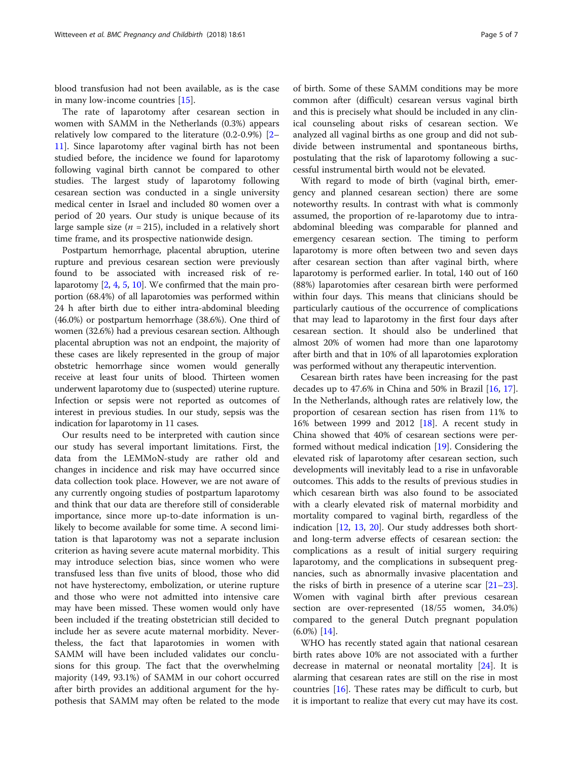blood transfusion had not been available, as is the case in many low-income countries [15].

The rate of laparotomy after cesarean section in women with SAMM in the Netherlands (0.3%) appears relatively low compared to the literature (0.2-0.9%) [2–11]. Since laparotomy after vaginal birth has not been studied before, the incidence we found for laparotomy following vaginal birth cannot be compared to other studies. The largest study of laparotomy following cesarean section was conducted in a single university medical center in Israel and included 80 women over a period of 20 years. Our study is unique because of its large sample size ($n$ = 215), included in a relatively short time frame, and its prospective nationwide design.

Postpartum hemorrhage, placental abruption, uterine rupture and previous cesarean section were previously found to be associated with increased risk of re-laparotomy [2, 4, 5, 10]. We confirmed that the main proportion (68.4%) of all laparotomies was performed within 24 h after birth due to either intra-abdominal bleeding (46.0%) or postpartum hemorrhage (38.6%). One third of women (32.6%) had a previous cesarean section. Although placental abruption was not an endpoint, the majority of these cases are likely represented in the group of major obstetric hemorrhage since women would generally receive at least four units of blood. Thirteen women underwent laparotomy due to (suspected) uterine rupture. Infection or sepsis were not reported as outcomes of interest in previous studies. In our study, sepsis was the indication for laparotomy in 11 cases.

Our results need to be interpreted with caution since our study has several important limitations. First, the data from the LEMMoN-study are rather old and changes in incidence and risk may have occurred since data collection took place. However, we are not aware of any currently ongoing studies of postpartum laparotomy and think that our data are therefore still of considerable importance, since more up-to-date information is unlikely to become available for some time. A second limitation is that laparotomy was not a separate inclusion criterion as having severe acute maternal morbidity. This may introduce selection bias, since women who were transfused less than five units of blood, those who did not have hysterectomy, embolization, or uterine rupture and those who were not admitted into intensive care may have been missed. These women would only have been included if the treating obstetrician still decided to include her as severe acute maternal morbidity. Nevertheless, the fact that laparotomies in women with SAMM will have been included validates our conclusions for this group. The fact that the overwhelming majority (149, 93.1%) of SAMM in our cohort occurred after birth provides an additional argument for the hypothesis that SAMM may often be related to the mode of birth. Some of these SAMM conditions may be more common after (difficult) cesarean versus vaginal birth and this is precisely what should be included in any clinical counseling about risks of cesarean section. We analyzed all vaginal births as one group and did not subdivide between instrumental and spontaneous births, postulating that the risk of laparotomy following a successful instrumental birth would not be elevated.

With regard to mode of birth (vaginal birth, emergency and planned cesarean section) there are some noteworthy results. In contrast with what is commonly assumed, the proportion of re-laparotomy due to intra-abdominal bleeding was comparable for planned and emergency cesarean section. The timing to perform laparotomy is more often between two and seven days after cesarean section than after vaginal birth, where laparotomy is performed earlier. In total, 140 out of 160 (88%) laparotomies after cesarean birth were performed within four days. This means that clinicians should be particularly cautious of the occurrence of complications that may lead to laparotomy in the first four days after cesarean section. It should also be underlined that almost 20% of women had more than one laparotomy after birth and that in 10% of all laparotomies exploration was performed without any therapeutic intervention.

Cesarean birth rates have been increasing for the past decades up to 47.6% in China and 50% in Brazil [16, 17]. In the Netherlands, although rates are relatively low, the proportion of cesarean section has risen from 11% to 16% between 1999 and 2012 [18]. A recent study in China showed that 40% of cesarean sections were performed without medical indication [19]. Considering the elevated risk of laparotomy after cesarean section, such developments will inevitably lead to a rise in unfavorable outcomes. This adds to the results of previous studies in which cesarean birth was also found to be associated with a clearly elevated risk of maternal morbidity and mortality compared to vaginal birth, regardless of the indication [12, 13, 20]. Our study addresses both short- and long-term adverse effects of cesarean section: the complications as a result of initial surgery requiring laparotomy, and the complications in subsequent pregnancies, such as abnormally invasive placentation and the risks of birth in presence of a uterine scar [21–23]. Women with vaginal birth after previous cesarean section are over-represented (18/55 women, 34.0%) compared to the general Dutch pregnant population (6.0%) [14].

WHO has recently stated again that national cesarean birth rates above 10% are not associated with a further decrease in maternal or neonatal mortality [24]. It is alarming that cesarean rates are still on the rise in most countries [16]. These rates may be difficult to curb, but it is important to realize that every cut may have its cost.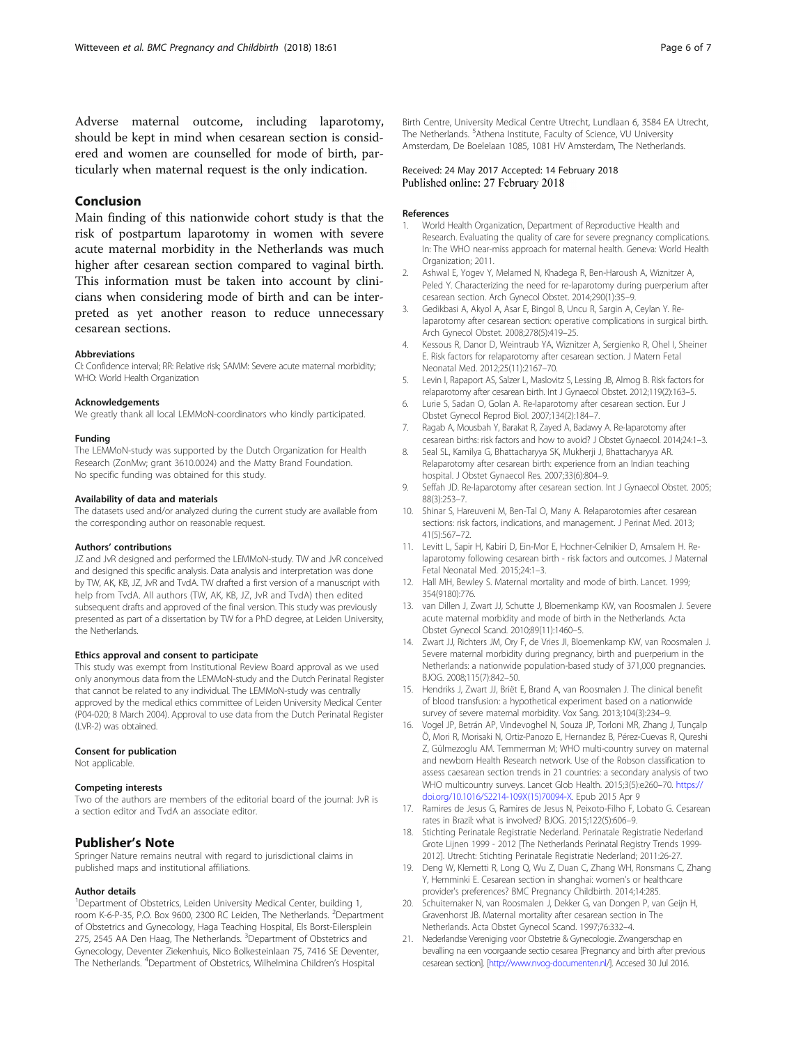Adverse maternal outcome, including laparotomy, should be kept in mind when cesarean section is considered and women are counselled for mode of birth, particularly when maternal request is the only indication.

## Conclusion

Main finding of this nationwide cohort study is that the risk of postpartum laparotomy in women with severe acute maternal morbidity in the Netherlands was much higher after cesarean section compared to vaginal birth. This information must be taken into account by clinicians when considering mode of birth and can be interpreted as yet another reason to reduce unnecessary cesarean sections.

### Abbreviations

CI: Confidence interval; RR: Relative risk; SAMM: Severe acute maternal morbidity; WHO: World Health Organization

### Acknowledgements

We greatly thank all local LEMMoN-coordinators who kindly participated.

### Funding

The LEMMoN-study was supported by the Dutch Organization for Health Research (ZonMw; grant 3610.0024) and the Matty Brand Foundation. No specific funding was obtained for this study.

### Availability of data and materials

The datasets used and/or analyzed during the current study are available from the corresponding author on reasonable request.

### Authors' contributions

JZ and JvR designed and performed the LEMMoN-study. TW and JvR conceived and designed this specific analysis. Data analysis and interpretation was done by TW, AK, KB, JZ, JvR and TvdA. TW drafted a first version of a manuscript with help from TvdA. All authors (TW, AK, KB, JZ, JvR and TvdA) then edited subsequent drafts and approved of the final version. This study was previously presented as part of a dissertation by TW for a PhD degree, at Leiden University, the Netherlands.

### Ethics approval and consent to participate

This study was exempt from Institutional Review Board approval as we used only anonymous data from the LEMMoN-study and the Dutch Perinatal Register that cannot be related to any individual. The LEMMoN-study was centrally approved by the medical ethics committee of Leiden University Medical Center (P04-020; 8 March 2004). Approval to use data from the Dutch Perinatal Register (LVR-2) was obtained.

### Consent for publication

Not applicable.

### Competing interests

Two of the authors are members of the editorial board of the journal: JvR is a section editor and TvdA an associate editor.

## Publisher's Note

Springer Nature remains neutral with regard to jurisdictional claims in published maps and institutional affiliations.

### Author details

[1]Department of Obstetrics, Leiden University Medical Center, building 1, room K-6-P-35, P.O. Box 9600, 2300 RC Leiden, The Netherlands. [2]Department of Obstetrics and Gynecology, Haga Teaching Hospital, Els Borst-Eilersplein 275, 2545 AA Den Haag, The Netherlands. [3]Department of Obstetrics and Gynecology, Deventer Ziekenhuis, Nico Bolkesteinlaan 75, 7416 SE Deventer, The Netherlands. [4]Department of Obstetrics, Wilhelmina Children's Hospital Birth Centre, University Medical Centre Utrecht, Lundlaan 6, 3584 EA Utrecht, The Netherlands. [5]Athena Institute, Faculty of Science, VU University Amsterdam, De Boelelaan 1085, 1081 HV Amsterdam, The Netherlands.

Received: 24 May 2017 Accepted: 14 February 2018
Published online: 27 February 2018

### References

1. World Health Organization, Department of Reproductive Health and Research. Evaluating the quality of care for severe pregnancy complications. In: The WHO near-miss approach for maternal health. Geneva: World Health Organization; 2011.
2. Ashwal E, Yogev Y, Melamed N, Khadega R, Ben-Haroush A, Wiznitzer A, Peled Y. Characterizing the need for re-laparotomy during puerperium after cesarean section. Arch Gynecol Obstet. 2014;290(1):35–9.
3. Gedikbasi A, Akyol A, Asar E, Bingol B, Uncu R, Sargin A, Ceylan Y. Re-laparotomy after cesarean section: operative complications in surgical birth. Arch Gynecol Obstet. 2008;278(5):419–25.
4. Kessous R, Danor D, Weintraub YA, Wiznitzer A, Sergienko R, Ohel I, Sheiner E. Risk factors for relaparotomy after cesarean section. J Matern Fetal Neonatal Med. 2012;25(11):2167–70.
5. Levin I, Rapaport AS, Salzer L, Maslovitz S, Lessing JB, Almog B. Risk factors for relaparotomy after cesarean birth. Int J Gynaecol Obstet. 2012;119(2):163–5.
6. Lurie S, Sadan O, Golan A. Re-laparotomy after cesarean section. Eur J Obstet Gynecol Reprod Biol. 2007;134(2):184–7.
7. Ragab A, Mousbah Y, Barakat R, Zayed A, Badawy A. Re-laparotomy after cesarean births: risk factors and how to avoid? J Obstet Gynaecol. 2014;24:1–3.
8. Seal SL, Kamilya G, Bhattacharyya SK, Mukherji J, Bhattacharyya AR. Relaparotomy after cesarean birth: experience from an Indian teaching hospital. J Obstet Gynaecol Res. 2007;33(6):804–9.
9. Seffah JD. Re-laparotomy after cesarean section. Int J Gynaecol Obstet. 2005;88(3):253–7.
10. Shinar S, Hareuveni M, Ben-Tal O, Many A. Relaparotomies after cesarean sections: risk factors, indications, and management. J Perinat Med. 2013;41(5):567–72.
11. Levitt L, Sapir H, Kabiri D, Ein-Mor E, Hochner-Celnikier D, Amsalem H. Re-laparotomy following cesarean birth - risk factors and outcomes. J Maternal Fetal Neonatal Med. 2015;24:1–3.
12. Hall MH, Bewley S. Maternal mortality and mode of birth. Lancet. 1999;354(9180):776.
13. van Dillen J, Zwart JJ, Schutte J, Bloemenkamp KW, van Roosmalen J. Severe acute maternal morbidity and mode of birth in the Netherlands. Acta Obstet Gynecol Scand. 2010;89(11):1460–5.
14. Zwart JJ, Richters JM, Ory F, de Vries JI, Bloemenkamp KW, van Roosmalen J. Severe maternal morbidity during pregnancy, birth and puerperium in the Netherlands: a nationwide population-based study of 371,000 pregnancies. BJOG. 2008;115(7):842–50.
15. Hendriks J, Zwart JJ, Briët E, Brand A, van Roosmalen J. The clinical benefit of blood transfusion: a hypothetical experiment based on a nationwide survey of severe maternal morbidity. Vox Sang. 2013;104(3):234–9.
16. Vogel JP, Betrán AP, Vindevoghel N, Souza JP, Torloni MR, Zhang J, Tunçalp Ö, Mori R, Morisaki N, Ortiz-Panozo E, Hernandez B, Pérez-Cuevas R, Qureshi Z, Gülmezoglu AM, Temmerman M; WHO multi-country survey on maternal and newborn Health Research network. Use of the Robson classification to assess caesarean section trends in 21 countries: a secondary analysis of two WHO multicountry surveys. Lancet Glob Health. 2015;3(5):e260–70. https://doi.org/10.1016/S2214-109X(15)70094-X. Epub 2015 Apr 9
17. Ramires de Jesus G, Ramires de Jesus N, Peixoto-Filho F, Lobato G. Cesarean rates in Brazil: what is involved? BJOG. 2015;122(5):606–9.
18. Stichting Perinatale Registratie Nederland. Perinatale Registratie Nederland Grote Lijnen 1999 - 2012 [The Netherlands Perinatal Registry Trends 1999-2012]. Utrecht: Stichting Perinatale Registratie Nederland; 2011:26-27.
19. Deng W, Klemetti R, Long Q, Wu Z, Duan C, Zhang WH, Ronsmans C, Zhang Y, Hemminki E. Cesarean section in shanghai: women's or healthcare provider's preferences? BMC Pregnancy Childbirth. 2014;14:285.
20. Schuitemaker N, van Roosmalen J, Dekker G, van Dongen P, van Geijn H, Gravenhorst JB. Maternal mortality after cesarean section in The Netherlands. Acta Obstet Gynecol Scand. 1997;76:332–4.
21. Nederlandse Vereniging voor Obstetrie & Gynecologie. Zwangerschap en bevalling na een voorgaande sectio cesarea [Pregnancy and birth after previous cesarean section]. [http://www.nvog-documenten.nl/]. Accesed 30 Jul 2016.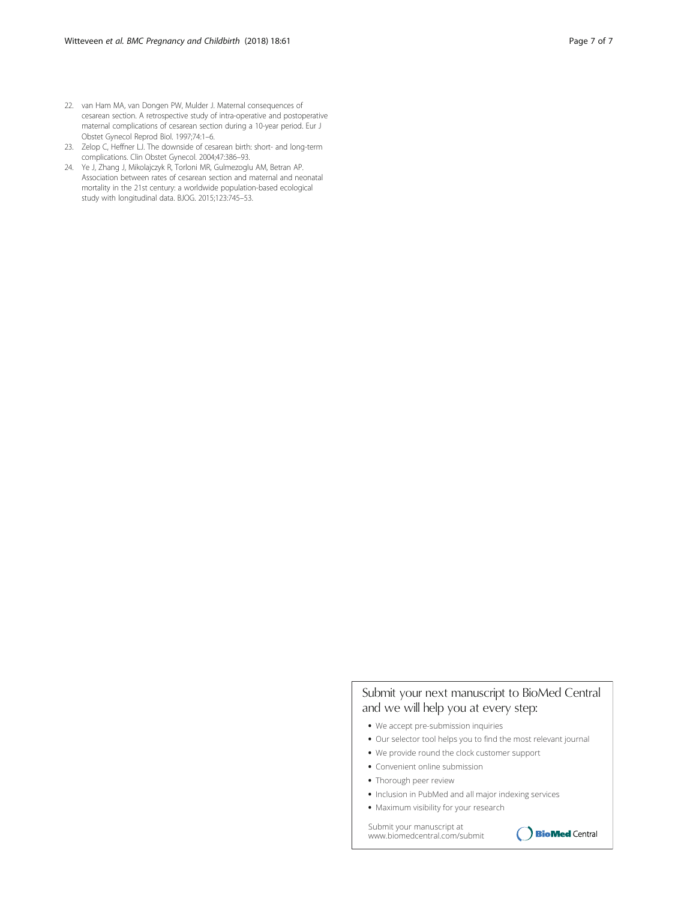22. van Ham MA, van Dongen PW, Mulder J. Maternal consequences of cesarean section. A retrospective study of intra-operative and postoperative maternal complications of cesarean section during a 10-year period. Eur J Obstet Gynecol Reprod Biol. 1997;74:1–6.
23. Zelop C, Heffner LJ. The downside of cesarean birth: short- and long-term complications. Clin Obstet Gynecol. 2004;47:386–93.
24. Ye J, Zhang J, Mikolajczyk R, Torloni MR, Gulmezoglu AM, Betran AP. Association between rates of cesarean section and maternal and neonatal mortality in the 21st century: a worldwide population-based ecological study with longitudinal data. BJOG. 2015;123:745–53.

Submit your next manuscript to BioMed Central and we will help you at every step:

- We accept pre-submission inquiries
- Our selector tool helps you to find the most relevant journal
- We provide round the clock customer support
- Convenient online submission
- Thorough peer review
- Inclusion in PubMed and all major indexing services
- Maximum visibility for your research

Submit your manuscript at
www.biomedcentral.com/submit

BioMed Central